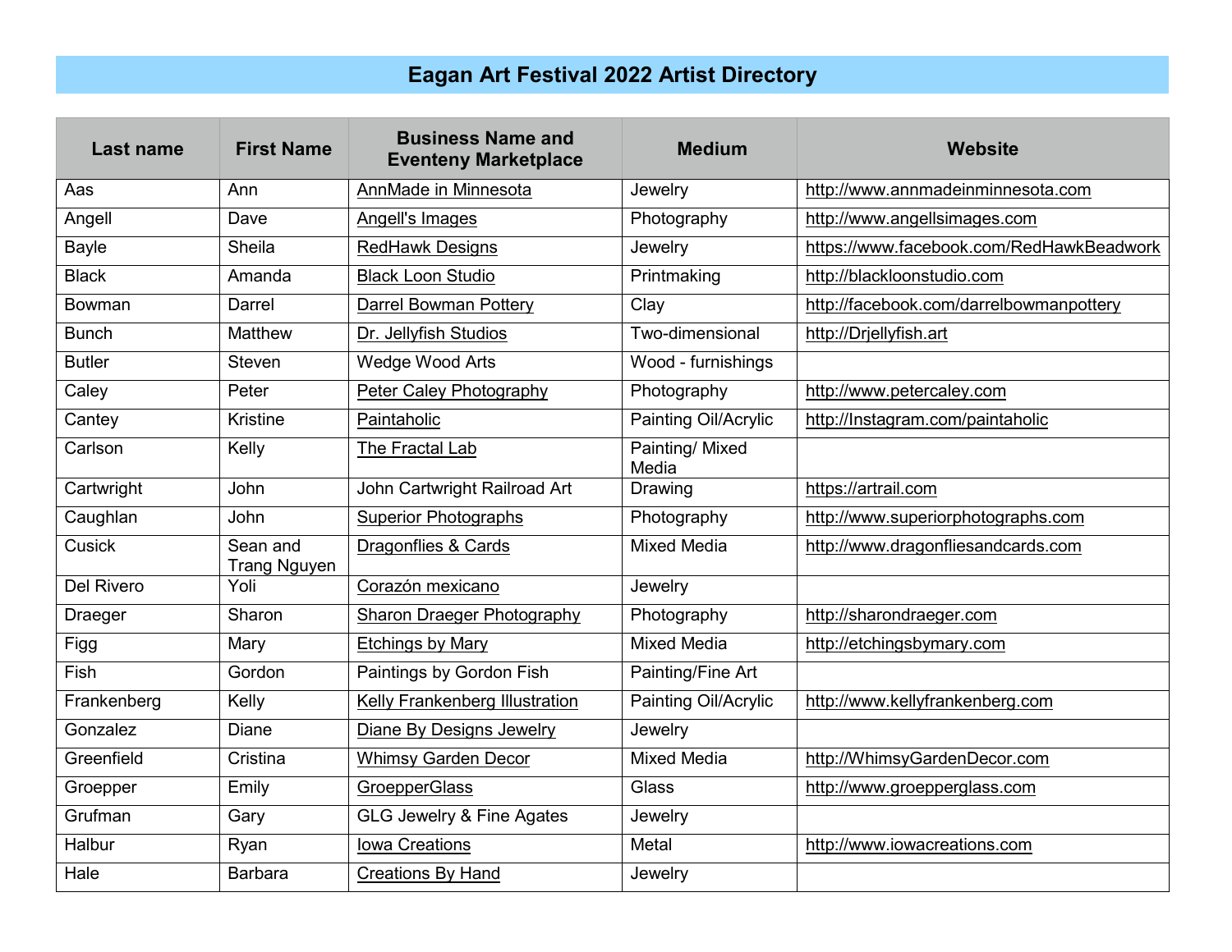# Eagan Art Festival 2022 Artist Directory

| Last name | First Name | Business Name and Eventeny Marketplace | Medium | Website |
|---|---|---|---|---|
| Aas | Ann | AnnMade in Minnesota | Jewelry | http://www.annmadeinminnesota.com |
| Angell | Dave | Angell's Images | Photography | http://www.angellsimages.com |
| Bayle | Sheila | RedHawk Designs | Jewelry | https://www.facebook.com/RedHawkBeadwork |
| Black | Amanda | Black Loon Studio | Printmaking | http://blackloonstudio.com |
| Bowman | Darrel | Darrel Bowman Pottery | Clay | http://facebook.com/darrelbowmanpottery |
| Bunch | Matthew | Dr. Jellyfish Studios | Two-dimensional | http://Drjellyfish.art |
| Butler | Steven | Wedge Wood Arts | Wood - furnishings | |
| Caley | Peter | Peter Caley Photography | Photography | http://www.petercaley.com |
| Cantey | Kristine | Paintaholic | Painting Oil/Acrylic | http://Instagram.com/paintaholic |
| Carlson | Kelly | The Fractal Lab | Painting/ Mixed Media | |
| Cartwright | John | John Cartwright Railroad Art | Drawing | https://artrail.com |
| Caughlan | John | Superior Photographs | Photography | http://www.superiorphotographs.com |
| Cusick | Sean and Trang Nguyen | Dragonflies & Cards | Mixed Media | http://www.dragonfliesandcards.com |
| Del Rivero | Yoli | Corazón mexicano | Jewelry | |
| Draeger | Sharon | Sharon Draeger Photography | Photography | http://sharondraeger.com |
| Figg | Mary | Etchings by Mary | Mixed Media | http://etchingsbymary.com |
| Fish | Gordon | Paintings by Gordon Fish | Painting/Fine Art | |
| Frankenberg | Kelly | Kelly Frankenberg Illustration | Painting Oil/Acrylic | http://www.kellyfrankenberg.com |
| Gonzalez | Diane | Diane By Designs Jewelry | Jewelry | |
| Greenfield | Cristina | Whimsy Garden Decor | Mixed Media | http://WhimsyGardenDecor.com |
| Groepper | Emily | GroepperGlass | Glass | http://www.groepperglass.com |
| Grufman | Gary | GLG Jewelry & Fine Agates | Jewelry | |
| Halbur | Ryan | Iowa Creations | Metal | http://www.iowacreations.com |
| Hale | Barbara | Creations By Hand | Jewelry | |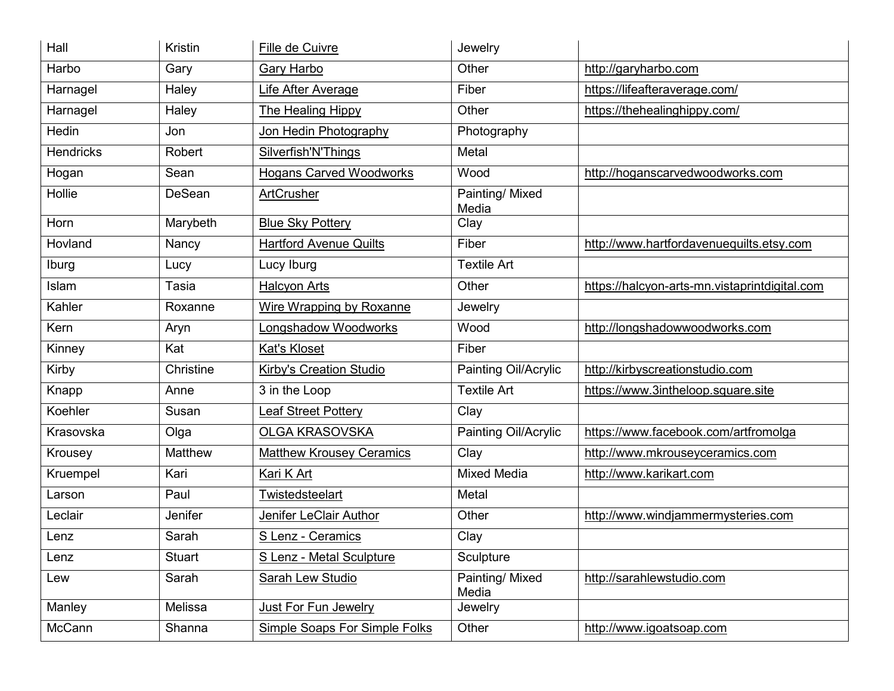| | | | | |
|---|---|---|---|---|
| Hall | Kristin | Fille de Cuivre | Jewelry | |
| Harbo | Gary | Gary Harbo | Other | http://garyharbo.com |
| Harnagel | Haley | Life After Average | Fiber | https://lifeafteraverage.com/ |
| Harnagel | Haley | The Healing Hippy | Other | https://thehealinghippy.com/ |
| Hedin | Jon | Jon Hedin Photography | Photography | |
| Hendricks | Robert | Silverfish'N'Things | Metal | |
| Hogan | Sean | Hogans Carved Woodworks | Wood | http://hoganscarvedwoodworks.com |
| Hollie | DeSean | ArtCrusher | Painting/ Mixed Media | |
| Horn | Marybeth | Blue Sky Pottery | Clay | |
| Hovland | Nancy | Hartford Avenue Quilts | Fiber | http://www.hartfordavenuequilts.etsy.com |
| Iburg | Lucy | Lucy Iburg | Textile Art | |
| Islam | Tasia | Halcyon Arts | Other | https://halcyon-arts-mn.vistaprintdigital.com |
| Kahler | Roxanne | Wire Wrapping by Roxanne | Jewelry | |
| Kern | Aryn | Longshadow Woodworks | Wood | http://longshadowwoodworks.com |
| Kinney | Kat | Kat's Kloset | Fiber | |
| Kirby | Christine | Kirby's Creation Studio | Painting Oil/Acrylic | http://kirbyscreationstudio.com |
| Knapp | Anne | 3 in the Loop | Textile Art | https://www.3intheloop.square.site |
| Koehler | Susan | Leaf Street Pottery | Clay | |
| Krasovska | Olga | OLGA KRASOVSKA | Painting Oil/Acrylic | https://www.facebook.com/artfromolga |
| Krousey | Matthew | Matthew Krousey Ceramics | Clay | http://www.mkrouseyceramics.com |
| Kruempel | Kari | Kari K Art | Mixed Media | http://www.karikart.com |
| Larson | Paul | Twistedsteelart | Metal | |
| Leclair | Jenifer | Jenifer LeClair Author | Other | http://www.windjammermysteries.com |
| Lenz | Sarah | S Lenz - Ceramics | Clay | |
| Lenz | Stuart | S Lenz - Metal Sculpture | Sculpture | |
| Lew | Sarah | Sarah Lew Studio | Painting/ Mixed Media | http://sarahlewstudio.com |
| Manley | Melissa | Just For Fun Jewelry | Jewelry | |
| McCann | Shanna | Simple Soaps For Simple Folks | Other | http://www.igoatsoap.com |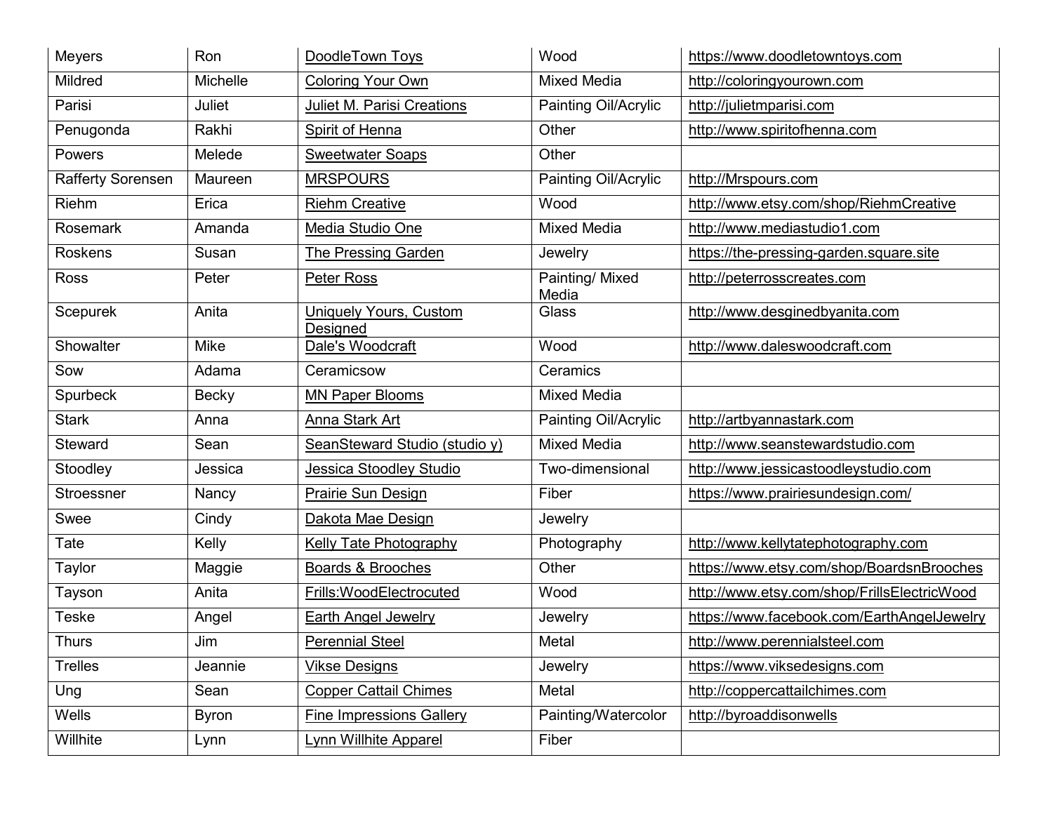| | | | | |
|---|---|---|---|---|
| Meyers | Ron | DoodleTown Toys | Wood | https://www.doodletowntoys.com |
| Mildred | Michelle | Coloring Your Own | Mixed Media | http://coloringyourown.com |
| Parisi | Juliet | Juliet M. Parisi Creations | Painting Oil/Acrylic | http://julietmparisi.com |
| Penugonda | Rakhi | Spirit of Henna | Other | http://www.spiritofhenna.com |
| Powers | Melede | Sweetwater Soaps | Other | |
| Rafferty Sorensen | Maureen | MRSPOURS | Painting Oil/Acrylic | http://Mrspours.com |
| Riehm | Erica | Riehm Creative | Wood | http://www.etsy.com/shop/RiehmCreative |
| Rosemark | Amanda | Media Studio One | Mixed Media | http://www.mediastudio1.com |
| Roskens | Susan | The Pressing Garden | Jewelry | https://the-pressing-garden.square.site |
| Ross | Peter | Peter Ross | Painting/ Mixed Media | http://peterrosscreates.com |
| Scepurek | Anita | Uniquely Yours, Custom Designed | Glass | http://www.desginedbyanita.com |
| Showalter | Mike | Dale's Woodcraft | Wood | http://www.daleswoodcraft.com |
| Sow | Adama | Ceramicsow | Ceramics | |
| Spurbeck | Becky | MN Paper Blooms | Mixed Media | |
| Stark | Anna | Anna Stark Art | Painting Oil/Acrylic | http://artbyannastark.com |
| Steward | Sean | SeanSteward Studio (studio y) | Mixed Media | http://www.seanstewardstudio.com |
| Stoodley | Jessica | Jessica Stoodley Studio | Two-dimensional | http://www.jessicastoodleystudio.com |
| Stroessner | Nancy | Prairie Sun Design | Fiber | https://www.prairiesundesign.com/ |
| Swee | Cindy | Dakota Mae Design | Jewelry | |
| Tate | Kelly | Kelly Tate Photography | Photography | http://www.kellytatephotography.com |
| Taylor | Maggie | Boards & Brooches | Other | https://www.etsy.com/shop/BoardsnBrooches |
| Tayson | Anita | Frills:WoodElectrocuted | Wood | http://www.etsy.com/shop/FrillsElectricWood |
| Teske | Angel | Earth Angel Jewelry | Jewelry | https://www.facebook.com/EarthAngelJewelry |
| Thurs | Jim | Perennial Steel | Metal | http://www.perennialsteel.com |
| Trelles | Jeannie | Vikse Designs | Jewelry | https://www.viksedesigns.com |
| Ung | Sean | Copper Cattail Chimes | Metal | http://coppercattailchimes.com |
| Wells | Byron | Fine Impressions Gallery | Painting/Watercolor | http://byroaddisonwells |
| Willhite | Lynn | Lynn Willhite Apparel | Fiber | |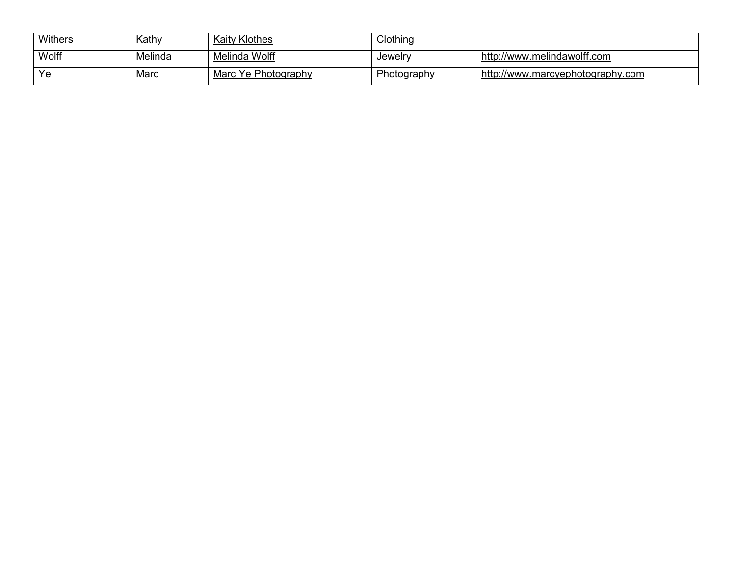| | | | | |
|---|---|---|---|---|
| Withers | Kathy | Kaity Klothes | Clothing | |
| Wolff | Melinda | Melinda Wolff | Jewelry | http://www.melindawolff.com |
| Ye | Marc | Marc Ye Photography | Photography | http://www.marcyephotography.com |